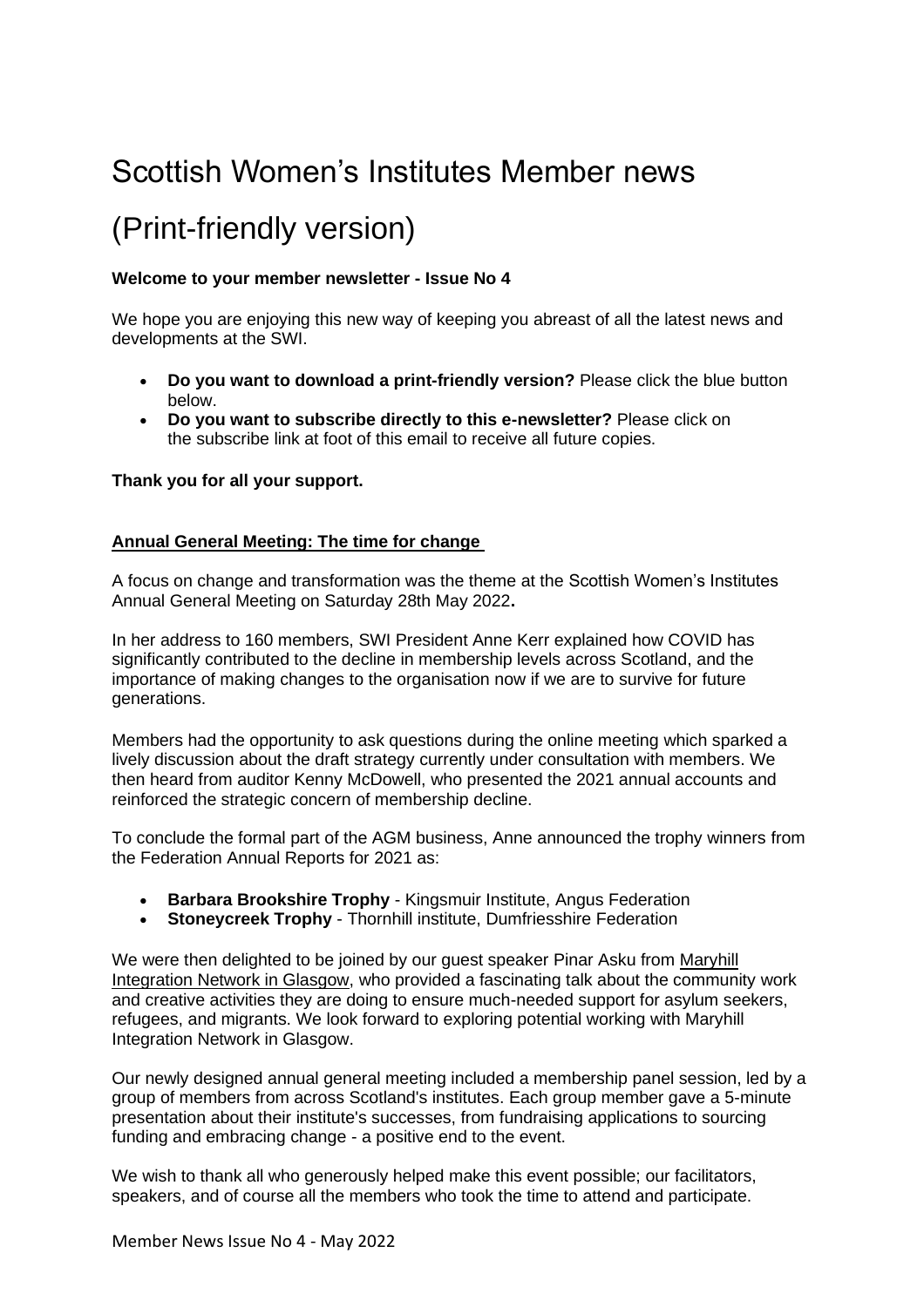# Scottish Women's Institutes Member news

# (Print-friendly version)

**Welcome to your member newsletter - Issue No 4**

We hope you are enjoying this new way of keeping you abreast of all the latest news and developments at the SWI.

- **Do you want to download a print-friendly version?** Please click the blue button below.
- **Do you want to subscribe directly to this e-newsletter?** Please click on the subscribe link at foot of this email to receive all future copies.

**Thank you for all your support.**

## Annual General Meeting: The time for change

A focus on change and transformation was the theme at the Scottish Women's Institutes Annual General Meeting on Saturday 28th May 2022**.**

In her address to 160 members, SWI President Anne Kerr explained how COVID has significantly contributed to the decline in membership levels across Scotland, and the importance of making changes to the organisation now if we are to survive for future generations.

Members had the opportunity to ask questions during the online meeting which sparked a lively discussion about the draft strategy currently under consultation with members. We then heard from auditor Kenny McDowell, who presented the 2021 annual accounts and reinforced the strategic concern of membership decline.

To conclude the formal part of the AGM business, Anne announced the trophy winners from the Federation Annual Reports for 2021 as:

- **Barbara Brookshire Trophy** - Kingsmuir Institute, Angus Federation
- **Stoneycreek Trophy** - Thornhill institute, Dumfriesshire Federation

We were then delighted to be joined by our guest speaker Pinar Asku from Maryhill Integration Network in Glasgow, who provided a fascinating talk about the community work and creative activities they are doing to ensure much-needed support for asylum seekers, refugees, and migrants. We look forward to exploring potential working with Maryhill Integration Network in Glasgow.

Our newly designed annual general meeting included a membership panel session, led by a group of members from across Scotland's institutes. Each group member gave a 5-minute presentation about their institute's successes, from fundraising applications to sourcing funding and embracing change - a positive end to the event.

We wish to thank all who generously helped make this event possible; our facilitators, speakers, and of course all the members who took the time to attend and participate.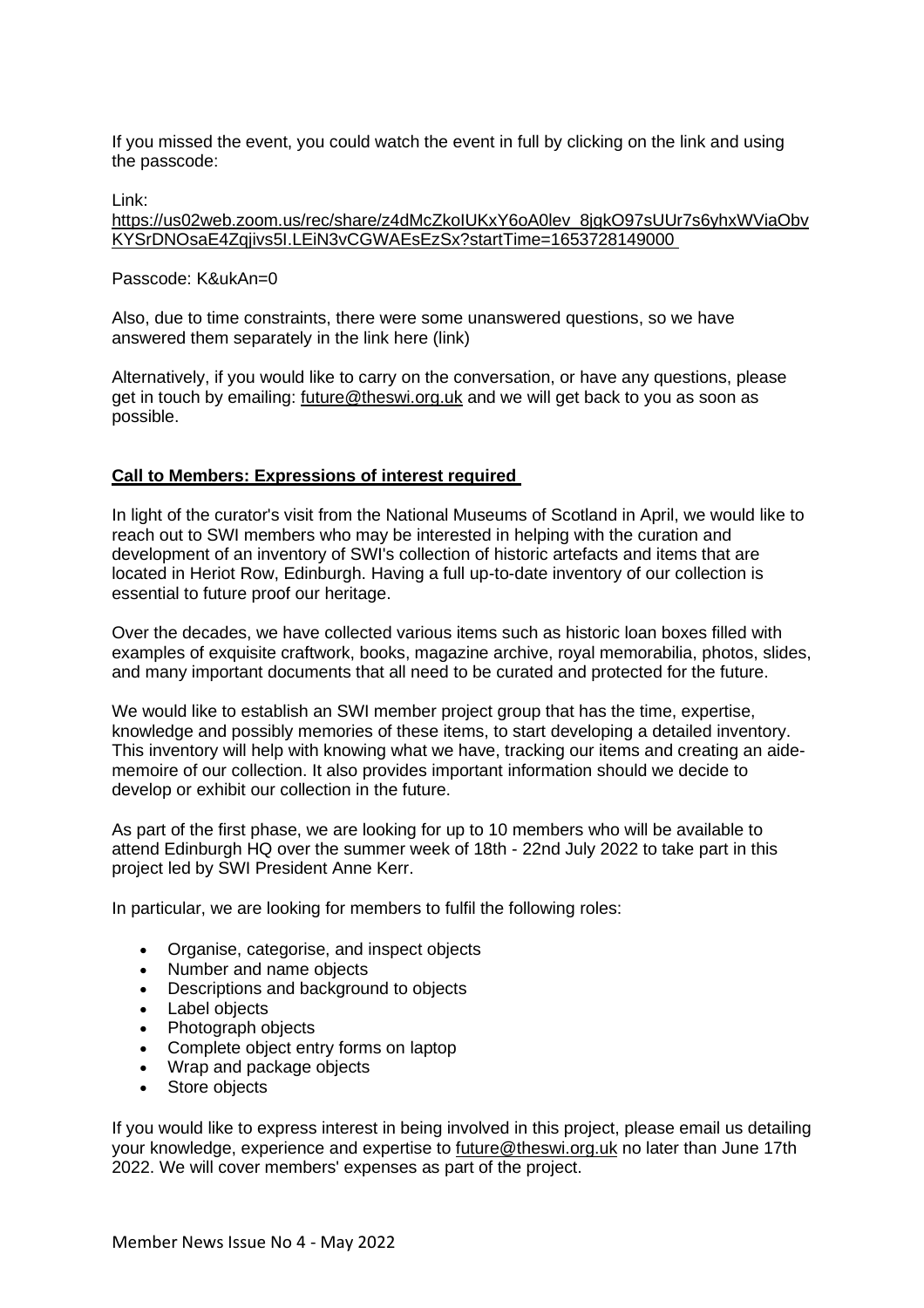If you missed the event, you could watch the event in full by clicking on the link and using the passcode:

Link:
https://us02web.zoom.us/rec/share/z4dMcZkoIUKxY6oA0lev_8jgkO97sUUr7s6yhxWViaObvKYSrDNOsaE4Zqjivs5I.LEiN3vCGWAEsEzSx?startTime=1653728149000

Passcode: K&ukAn=0

Also, due to time constraints, there were some unanswered questions, so we have answered them separately in the link here (link)

Alternatively, if you would like to carry on the conversation, or have any questions, please get in touch by emailing: future@theswi.org.uk and we will get back to you as soon as possible.

## Call to Members: Expressions of interest required

In light of the curator's visit from the National Museums of Scotland in April, we would like to reach out to SWI members who may be interested in helping with the curation and development of an inventory of SWI's collection of historic artefacts and items that are located in Heriot Row, Edinburgh. Having a full up-to-date inventory of our collection is essential to future proof our heritage.

Over the decades, we have collected various items such as historic loan boxes filled with examples of exquisite craftwork, books, magazine archive, royal memorabilia, photos, slides, and many important documents that all need to be curated and protected for the future.

We would like to establish an SWI member project group that has the time, expertise, knowledge and possibly memories of these items, to start developing a detailed inventory. This inventory will help with knowing what we have, tracking our items and creating an aide-memoire of our collection. It also provides important information should we decide to develop or exhibit our collection in the future.

As part of the first phase, we are looking for up to 10 members who will be available to attend Edinburgh HQ over the summer week of 18th - 22nd July 2022 to take part in this project led by SWI President Anne Kerr.

In particular, we are looking for members to fulfil the following roles:

- Organise, categorise, and inspect objects
- Number and name objects
- Descriptions and background to objects
- Label objects
- Photograph objects
- Complete object entry forms on laptop
- Wrap and package objects
- Store objects

If you would like to express interest in being involved in this project, please email us detailing your knowledge, experience and expertise to future@theswi.org.uk no later than June 17th 2022. We will cover members' expenses as part of the project.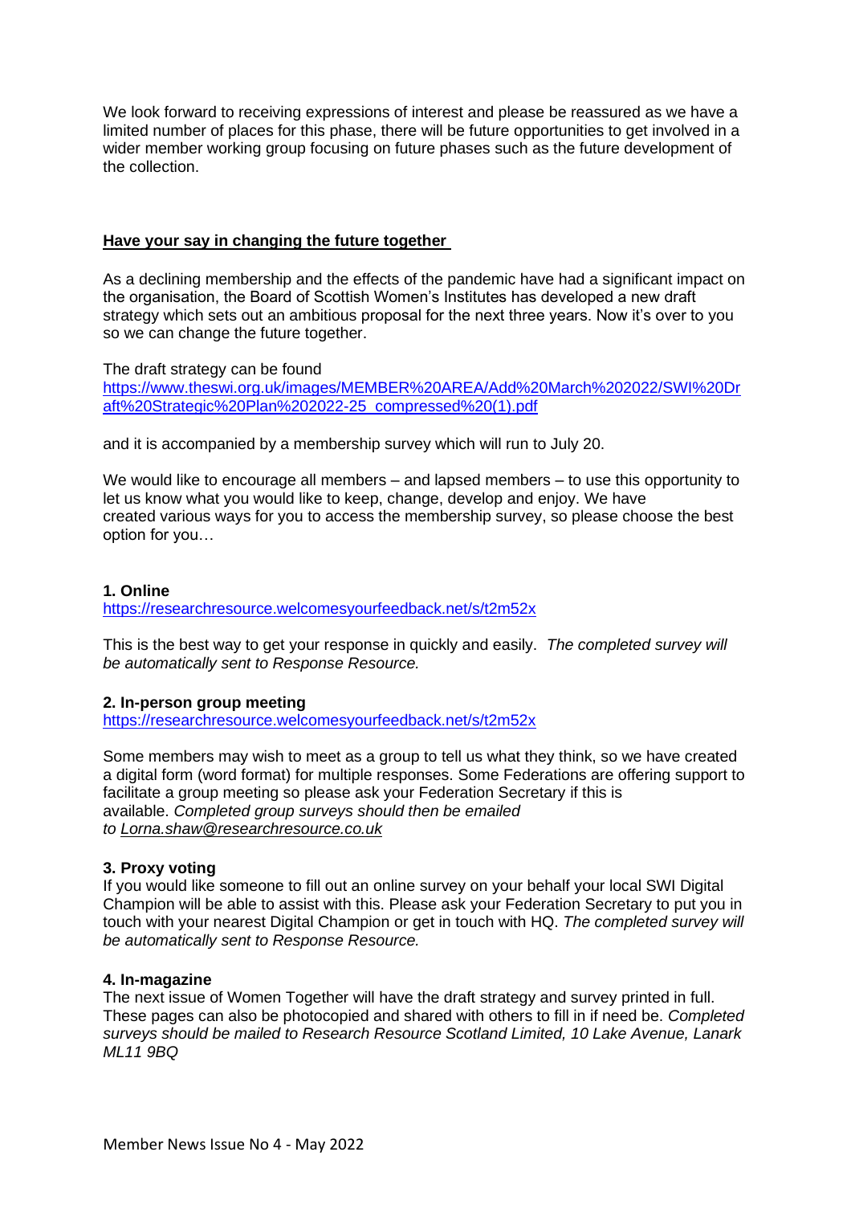We look forward to receiving expressions of interest and please be reassured as we have a limited number of places for this phase, there will be future opportunities to get involved in a wider member working group focusing on future phases such as the future development of the collection.

## Have your say in changing the future together

As a declining membership and the effects of the pandemic have had a significant impact on the organisation, the Board of Scottish Women's Institutes has developed a new draft strategy which sets out an ambitious proposal for the next three years. Now it's over to you so we can change the future together.

The draft strategy can be found https://www.theswi.org.uk/images/MEMBER%20AREA/Add%20March%202022/SWI%20Draft%20Strategic%20Plan%202022-25_compressed%20(1).pdf

and it is accompanied by a membership survey which will run to July 20.

We would like to encourage all members – and lapsed members – to use this opportunity to let us know what you would like to keep, change, develop and enjoy. We have created various ways for you to access the membership survey, so please choose the best option for you…

### 1. Online

https://researchresource.welcomesyourfeedback.net/s/t2m52x

This is the best way to get your response in quickly and easily. *The completed survey will be automatically sent to Response Resource.*

### 2. In-person group meeting

https://researchresource.welcomesyourfeedback.net/s/t2m52x

Some members may wish to meet as a group to tell us what they think, so we have created a digital form (word format) for multiple responses. Some Federations are offering support to facilitate a group meeting so please ask your Federation Secretary if this is available. *Completed group surveys should then be emailed to Lorna.shaw@researchresource.co.uk*

### 3. Proxy voting

If you would like someone to fill out an online survey on your behalf your local SWI Digital Champion will be able to assist with this. Please ask your Federation Secretary to put you in touch with your nearest Digital Champion or get in touch with HQ. *The completed survey will be automatically sent to Response Resource.*

### 4. In-magazine

The next issue of Women Together will have the draft strategy and survey printed in full. These pages can also be photocopied and shared with others to fill in if need be. *Completed surveys should be mailed to Research Resource Scotland Limited, 10 Lake Avenue, Lanark ML11 9BQ*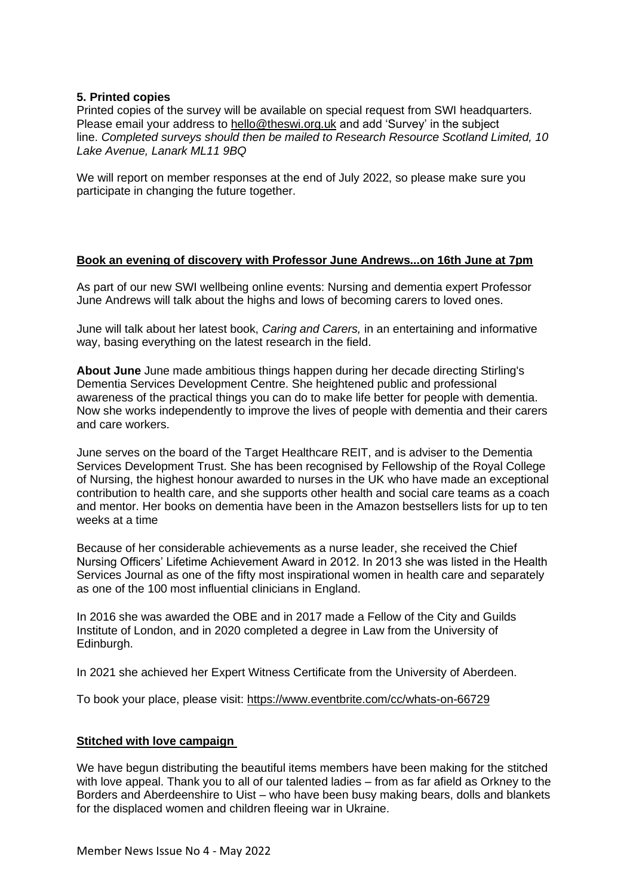**5. Printed copies**

Printed copies of the survey will be available on special request from SWI headquarters. Please email your address to hello@theswi.org.uk and add 'Survey' in the subject line. *Completed surveys should then be mailed to Research Resource Scotland Limited, 10 Lake Avenue, Lanark ML11 9BQ*

We will report on member responses at the end of July 2022, so please make sure you participate in changing the future together.

## Book an evening of discovery with Professor June Andrews...on 16th June at 7pm

As part of our new SWI wellbeing online events: Nursing and dementia expert Professor June Andrews will talk about the highs and lows of becoming carers to loved ones.

June will talk about her latest book, *Caring and Carers,* in an entertaining and informative way, basing everything on the latest research in the field.

**About June** June made ambitious things happen during her decade directing Stirling's Dementia Services Development Centre. She heightened public and professional awareness of the practical things you can do to make life better for people with dementia. Now she works independently to improve the lives of people with dementia and their carers and care workers.

June serves on the board of the Target Healthcare REIT, and is adviser to the Dementia Services Development Trust. She has been recognised by Fellowship of the Royal College of Nursing, the highest honour awarded to nurses in the UK who have made an exceptional contribution to health care, and she supports other health and social care teams as a coach and mentor. Her books on dementia have been in the Amazon bestsellers lists for up to ten weeks at a time

Because of her considerable achievements as a nurse leader, she received the Chief Nursing Officers' Lifetime Achievement Award in 2012. In 2013 she was listed in the Health Services Journal as one of the fifty most inspirational women in health care and separately as one of the 100 most influential clinicians in England.

In 2016 she was awarded the OBE and in 2017 made a Fellow of the City and Guilds Institute of London, and in 2020 completed a degree in Law from the University of Edinburgh.

In 2021 she achieved her Expert Witness Certificate from the University of Aberdeen.

To book your place, please visit: https://www.eventbrite.com/cc/whats-on-66729

## Stitched with love campaign

We have begun distributing the beautiful items members have been making for the stitched with love appeal. Thank you to all of our talented ladies – from as far afield as Orkney to the Borders and Aberdeenshire to Uist – who have been busy making bears, dolls and blankets for the displaced women and children fleeing war in Ukraine.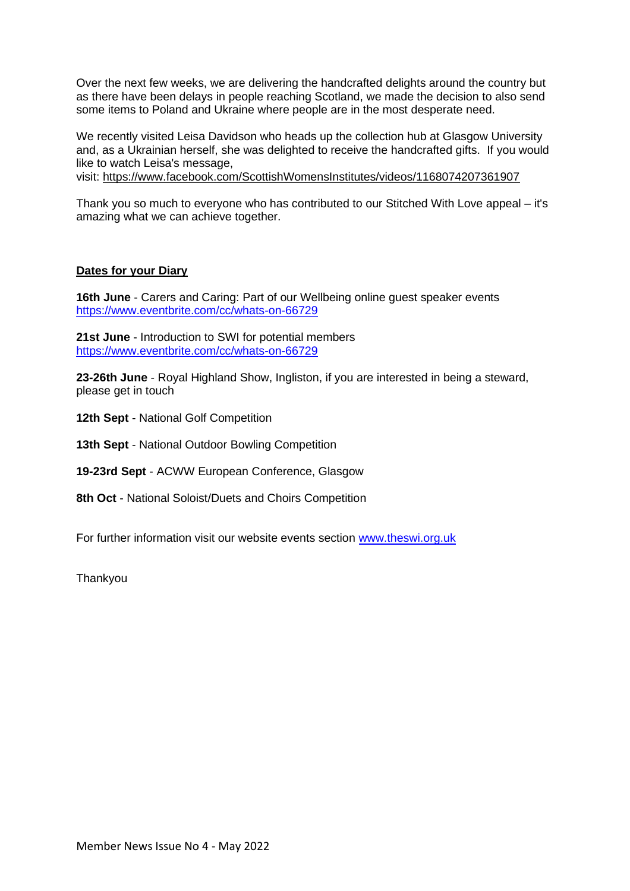Over the next few weeks, we are delivering the handcrafted delights around the country but as there have been delays in people reaching Scotland, we made the decision to also send some items to Poland and Ukraine where people are in the most desperate need.

We recently visited Leisa Davidson who heads up the collection hub at Glasgow University and, as a Ukrainian herself, she was delighted to receive the handcrafted gifts. If you would like to watch Leisa's message, visit: https://www.facebook.com/ScottishWomensInstitutes/videos/1168074207361907

Thank you so much to everyone who has contributed to our Stitched With Love appeal – it's amazing what we can achieve together.

## Dates for your Diary

**16th June** - Carers and Caring: Part of our Wellbeing online guest speaker events
https://www.eventbrite.com/cc/whats-on-66729

**21st June** - Introduction to SWI for potential members
https://www.eventbrite.com/cc/whats-on-66729

**23-26th June** - Royal Highland Show, Ingliston, if you are interested in being a steward, please get in touch

**12th Sept** - National Golf Competition

**13th Sept** - National Outdoor Bowling Competition

**19-23rd Sept** - ACWW European Conference, Glasgow

**8th Oct** - National Soloist/Duets and Choirs Competition

For further information visit our website events section www.theswi.org.uk

Thankyou